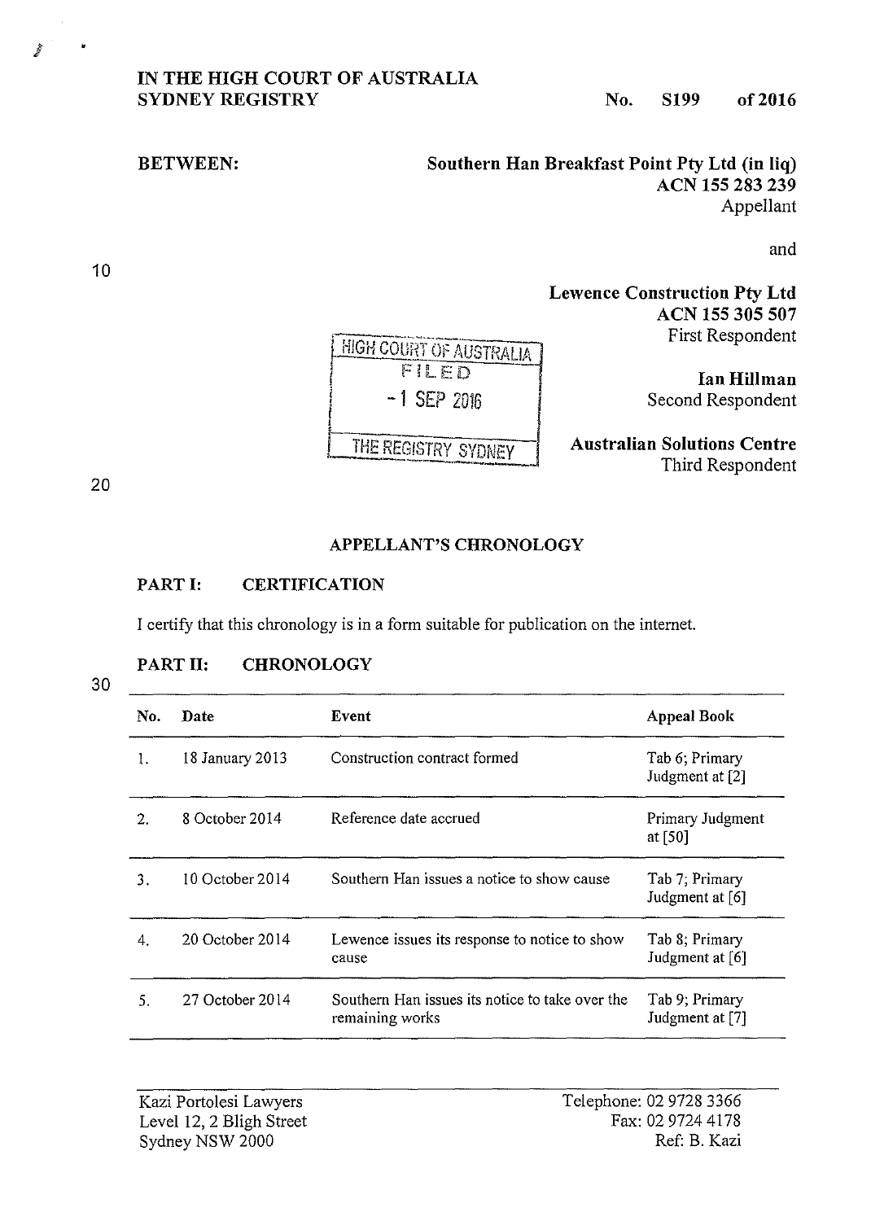**IN THE HIGH COURT OF AUSTRALIA**
**SYDNEY REGISTRY**

No. **S199** of **2016**

**BETWEEN:**

**Southern Han Breakfast Point Pty Ltd (in liq)**
**ACN 155 283 239**
Appellant

and

**Lewence Construction Pty Ltd**
**ACN 155 305 507**
First Respondent

**Ian Hillman**
Second Respondent

**Australian Solutions Centre**
Third Respondent

HIGH COURT OF AUSTRALIA
FILED
-1 SEP 2016
THE REGISTRY SYDNEY

## APPELLANT'S CHRONOLOGY

### PART I: CERTIFICATION

I certify that this chronology is in a form suitable for publication on the internet.

### PART II: CHRONOLOGY

| No. | Date | Event | Appeal Book |
|---|---|---|---|
| 1. | 18 January 2013 | Construction contract formed | Tab 6; Primary Judgment at [2] |
| 2. | 8 October 2014 | Reference date accrued | Primary Judgment at [50] |
| 3. | 10 October 2014 | Southern Han issues a notice to show cause | Tab 7; Primary Judgment at [6] |
| 4. | 20 October 2014 | Lewence issues its response to notice to show cause | Tab 8; Primary Judgment at [6] |
| 5. | 27 October 2014 | Southern Han issues its notice to take over the remaining works | Tab 9; Primary Judgment at [7] |

Kazi Portolesi Lawyers
Level 12, 2 Bligh Street
Sydney NSW 2000

Telephone: 02 9728 3366
Fax: 02 9724 4178
Ref: B. Kazi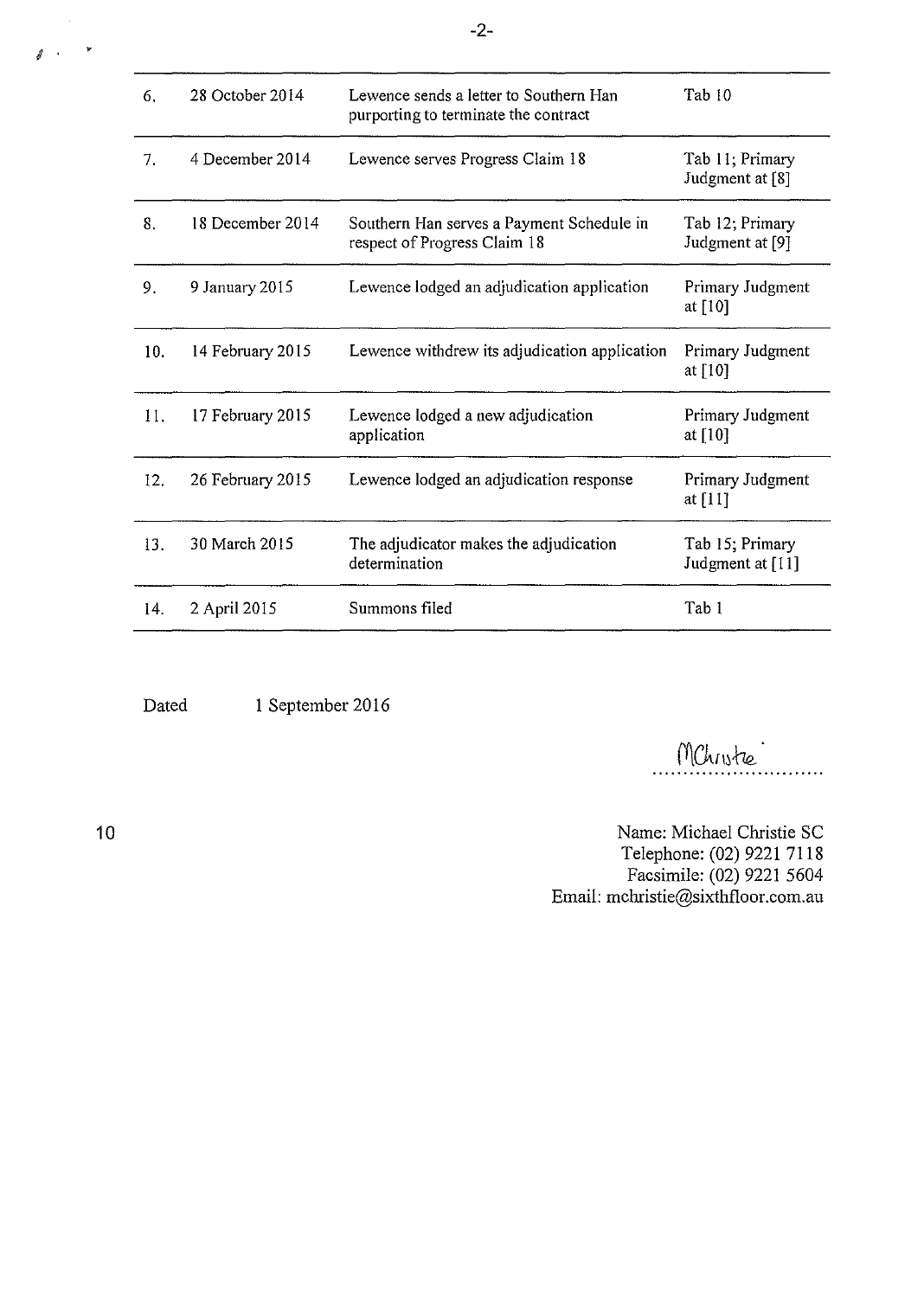| | | | |
|---|---|---|---|
| 6. | 28 October 2014 | Lewence sends a letter to Southern Han purporting to terminate the contract | Tab 10 |
| 7. | 4 December 2014 | Lewence serves Progress Claim 18 | Tab 11; Primary Judgment at [8] |
| 8. | 18 December 2014 | Southern Han serves a Payment Schedule in respect of Progress Claim 18 | Tab 12; Primary Judgment at [9] |
| 9. | 9 January 2015 | Lewence lodged an adjudication application | Primary Judgment at [10] |
| 10. | 14 February 2015 | Lewence withdrew its adjudication application | Primary Judgment at [10] |
| 11. | 17 February 2015 | Lewence lodged a new adjudication application | Primary Judgment at [10] |
| 12. | 26 February 2015 | Lewence lodged an adjudication response | Primary Judgment at [11] |
| 13. | 30 March 2015 | The adjudicator makes the adjudication determination | Tab 15; Primary Judgment at [11] |
| 14. | 2 April 2015 | Summons filed | Tab 1 |

Dated 1 September 2016

MChristie

Name: Michael Christie SC
Telephone: (02) 9221 7118
Facsimile: (02) 9221 5604
Email: mchristie@sixthfloor.com.au